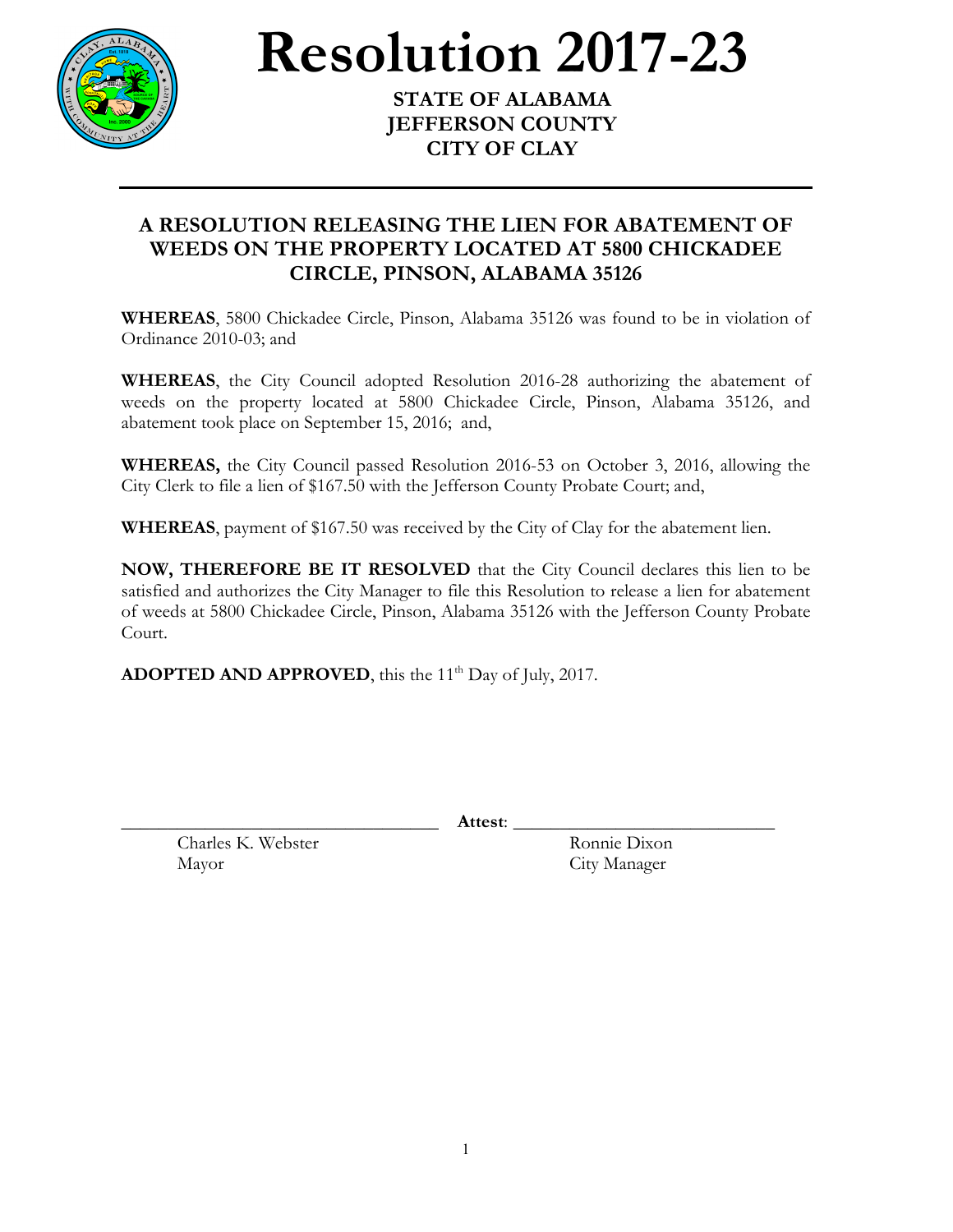# Resolution 2017-23

**STATE OF ALABAMA**
**JEFFERSON COUNTY**
**CITY OF CLAY**

---

## A RESOLUTION RELEASING THE LIEN FOR ABATEMENT OF WEEDS ON THE PROPERTY LOCATED AT 5800 CHICKADEE CIRCLE, PINSON, ALABAMA 35126

**WHEREAS**, 5800 Chickadee Circle, Pinson, Alabama 35126 was found to be in violation of Ordinance 2010-03; and

**WHEREAS**, the City Council adopted Resolution 2016-28 authorizing the abatement of weeds on the property located at 5800 Chickadee Circle, Pinson, Alabama 35126, and abatement took place on September 15, 2016; and,

**WHEREAS,** the City Council passed Resolution 2016-53 on October 3, 2016, allowing the City Clerk to file a lien of $167.50 with the Jefferson County Probate Court; and,

**WHEREAS**, payment of $167.50 was received by the City of Clay for the abatement lien.

**NOW, THEREFORE BE IT RESOLVED** that the City Council declares this lien to be satisfied and authorizes the City Manager to file this Resolution to release a lien for abatement of weeds at 5800 Chickadee Circle, Pinson, Alabama 35126 with the Jefferson County Probate Court.

**ADOPTED AND APPROVED**, this the 11th Day of July, 2017.

\_\_\_\_\_\_\_\_\_\_\_\_\_\_\_\_\_\_\_\_\_\_\_\_\_\_\_\_\_\_\_\_ **Attest**: \_\_\_\_\_\_\_\_\_\_\_\_\_\_\_\_\_\_\_\_\_\_\_\_\_\_\_\_\_\_\_\_

Charles K. Webster
Mayor

Ronnie Dixon
City Manager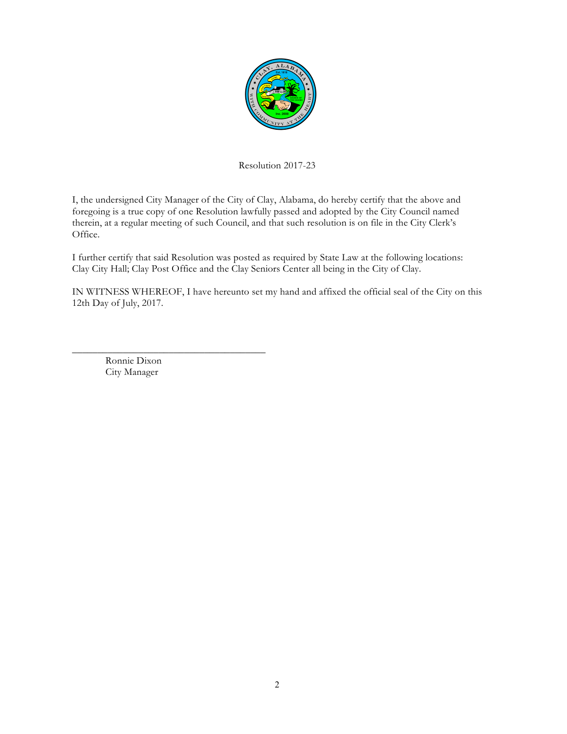Resolution 2017-23

I, the undersigned City Manager of the City of Clay, Alabama, do hereby certify that the above and foregoing is a true copy of one Resolution lawfully passed and adopted by the City Council named therein, at a regular meeting of such Council, and that such resolution is on file in the City Clerk's Office.

I further certify that said Resolution was posted as required by State Law at the following locations: Clay City Hall; Clay Post Office and the Clay Seniors Center all being in the City of Clay.

IN WITNESS WHEREOF, I have hereunto set my hand and affixed the official seal of the City on this 12th Day of July, 2017.

\_\_\_\_\_\_\_\_\_\_\_\_\_\_\_\_\_\_\_\_\_\_\_\_\_\_\_\_\_\_\_\_\_\_\_\_\_\_\_\_

Ronnie Dixon
City Manager